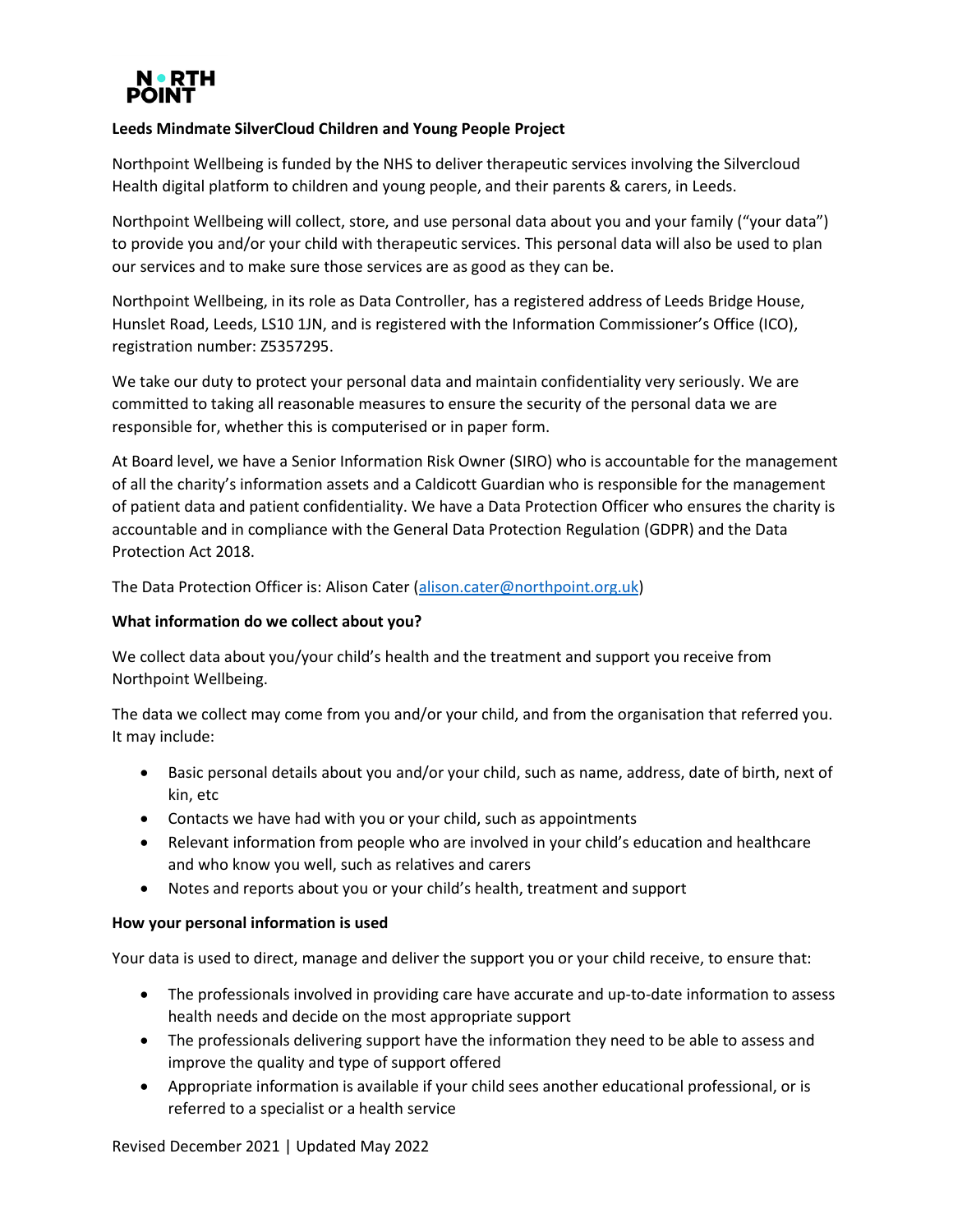NORTH POINT

**Leeds Mindmate SilverCloud Children and Young People Project**

Northpoint Wellbeing is funded by the NHS to deliver therapeutic services involving the Silvercloud Health digital platform to children and young people, and their parents & carers, in Leeds.

Northpoint Wellbeing will collect, store, and use personal data about you and your family ("your data") to provide you and/or your child with therapeutic services. This personal data will also be used to plan our services and to make sure those services are as good as they can be.

Northpoint Wellbeing, in its role as Data Controller, has a registered address of Leeds Bridge House, Hunslet Road, Leeds, LS10 1JN, and is registered with the Information Commissioner's Office (ICO), registration number: Z5357295.

We take our duty to protect your personal data and maintain confidentiality very seriously. We are committed to taking all reasonable measures to ensure the security of the personal data we are responsible for, whether this is computerised or in paper form.

At Board level, we have a Senior Information Risk Owner (SIRO) who is accountable for the management of all the charity's information assets and a Caldicott Guardian who is responsible for the management of patient data and patient confidentiality. We have a Data Protection Officer who ensures the charity is accountable and in compliance with the General Data Protection Regulation (GDPR) and the Data Protection Act 2018.

The Data Protection Officer is: Alison Cater (alison.cater@northpoint.org.uk)

**What information do we collect about you?**

We collect data about you/your child's health and the treatment and support you receive from Northpoint Wellbeing.

The data we collect may come from you and/or your child, and from the organisation that referred you. It may include:

- Basic personal details about you and/or your child, such as name, address, date of birth, next of kin, etc
- Contacts we have had with you or your child, such as appointments
- Relevant information from people who are involved in your child's education and healthcare and who know you well, such as relatives and carers
- Notes and reports about you or your child's health, treatment and support

**How your personal information is used**

Your data is used to direct, manage and deliver the support you or your child receive, to ensure that:

- The professionals involved in providing care have accurate and up-to-date information to assess health needs and decide on the most appropriate support
- The professionals delivering support have the information they need to be able to assess and improve the quality and type of support offered
- Appropriate information is available if your child sees another educational professional, or is referred to a specialist or a health service

Revised December 2021 | Updated May 2022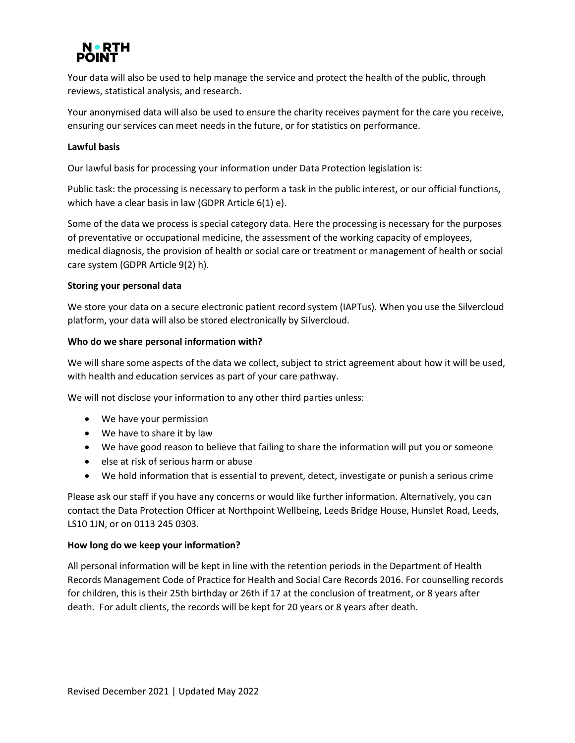Your data will also be used to help manage the service and protect the health of the public, through reviews, statistical analysis, and research.

Your anonymised data will also be used to ensure the charity receives payment for the care you receive, ensuring our services can meet needs in the future, or for statistics on performance.

**Lawful basis**

Our lawful basis for processing your information under Data Protection legislation is:

Public task: the processing is necessary to perform a task in the public interest, or our official functions, which have a clear basis in law (GDPR Article 6(1) e).

Some of the data we process is special category data. Here the processing is necessary for the purposes of preventative or occupational medicine, the assessment of the working capacity of employees, medical diagnosis, the provision of health or social care or treatment or management of health or social care system (GDPR Article 9(2) h).

**Storing your personal data**

We store your data on a secure electronic patient record system (IAPTus). When you use the Silvercloud platform, your data will also be stored electronically by Silvercloud.

**Who do we share personal information with?**

We will share some aspects of the data we collect, subject to strict agreement about how it will be used, with health and education services as part of your care pathway.

We will not disclose your information to any other third parties unless:

- We have your permission
- We have to share it by law
- We have good reason to believe that failing to share the information will put you or someone
- else at risk of serious harm or abuse
- We hold information that is essential to prevent, detect, investigate or punish a serious crime

Please ask our staff if you have any concerns or would like further information. Alternatively, you can contact the Data Protection Officer at Northpoint Wellbeing, Leeds Bridge House, Hunslet Road, Leeds, LS10 1JN, or on 0113 245 0303.

**How long do we keep your information?**

All personal information will be kept in line with the retention periods in the Department of Health Records Management Code of Practice for Health and Social Care Records 2016. For counselling records for children, this is their 25th birthday or 26th if 17 at the conclusion of treatment, or 8 years after death. For adult clients, the records will be kept for 20 years or 8 years after death.

Revised December 2021 | Updated May 2022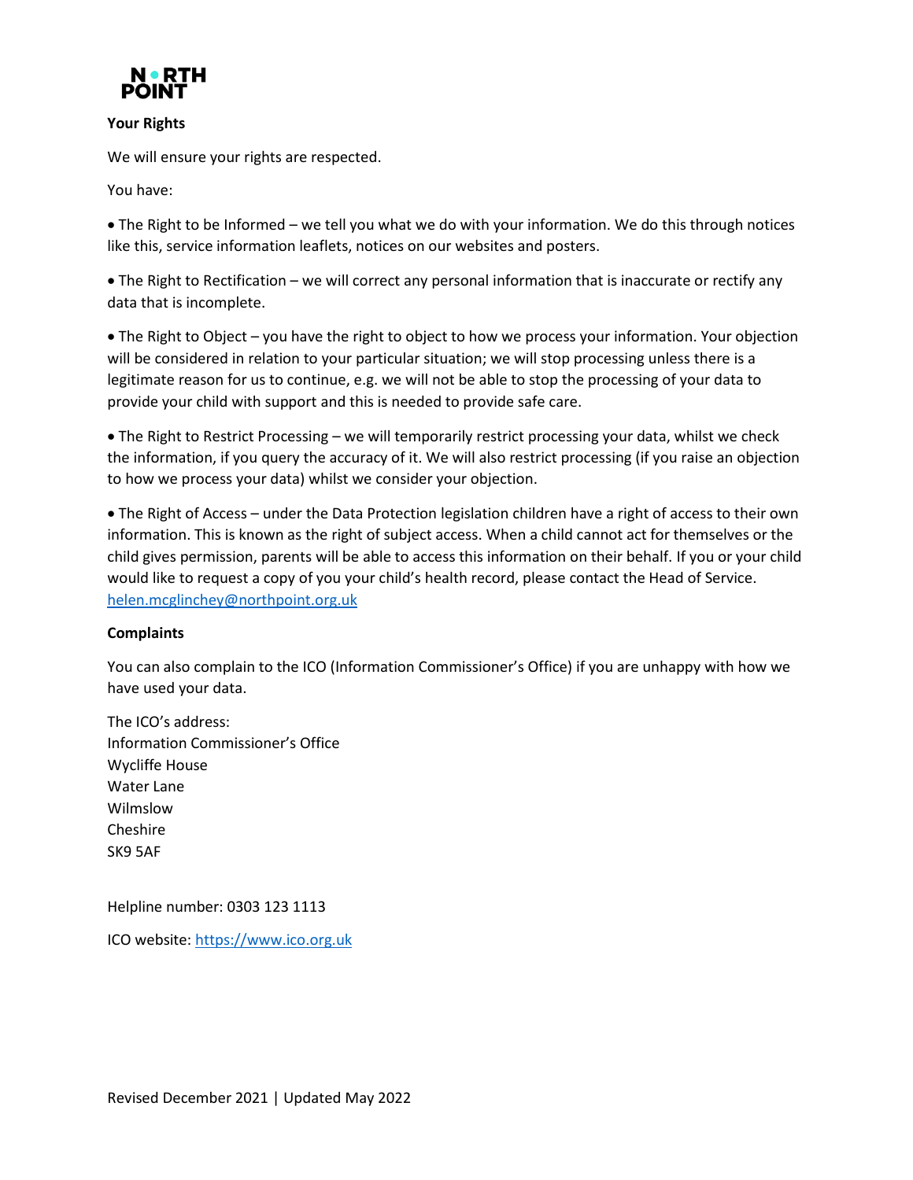**Your Rights**

We will ensure your rights are respected.

You have:

- The Right to be Informed – we tell you what we do with your information. We do this through notices like this, service information leaflets, notices on our websites and posters.
- The Right to Rectification – we will correct any personal information that is inaccurate or rectify any data that is incomplete.
- The Right to Object – you have the right to object to how we process your information. Your objection will be considered in relation to your particular situation; we will stop processing unless there is a legitimate reason for us to continue, e.g. we will not be able to stop the processing of your data to provide your child with support and this is needed to provide safe care.
- The Right to Restrict Processing – we will temporarily restrict processing your data, whilst we check the information, if you query the accuracy of it. We will also restrict processing (if you raise an objection to how we process your data) whilst we consider your objection.
- The Right of Access – under the Data Protection legislation children have a right of access to their own information. This is known as the right of subject access. When a child cannot act for themselves or the child gives permission, parents will be able to access this information on their behalf. If you or your child would like to request a copy of you your child's health record, please contact the Head of Service. helen.mcglinchey@northpoint.org.uk

**Complaints**

You can also complain to the ICO (Information Commissioner's Office) if you are unhappy with how we have used your data.

The ICO's address:
Information Commissioner's Office
Wycliffe House
Water Lane
Wilmslow
Cheshire
SK9 5AF

Helpline number: 0303 123 1113

ICO website: https://www.ico.org.uk

Revised December 2021 | Updated May 2022